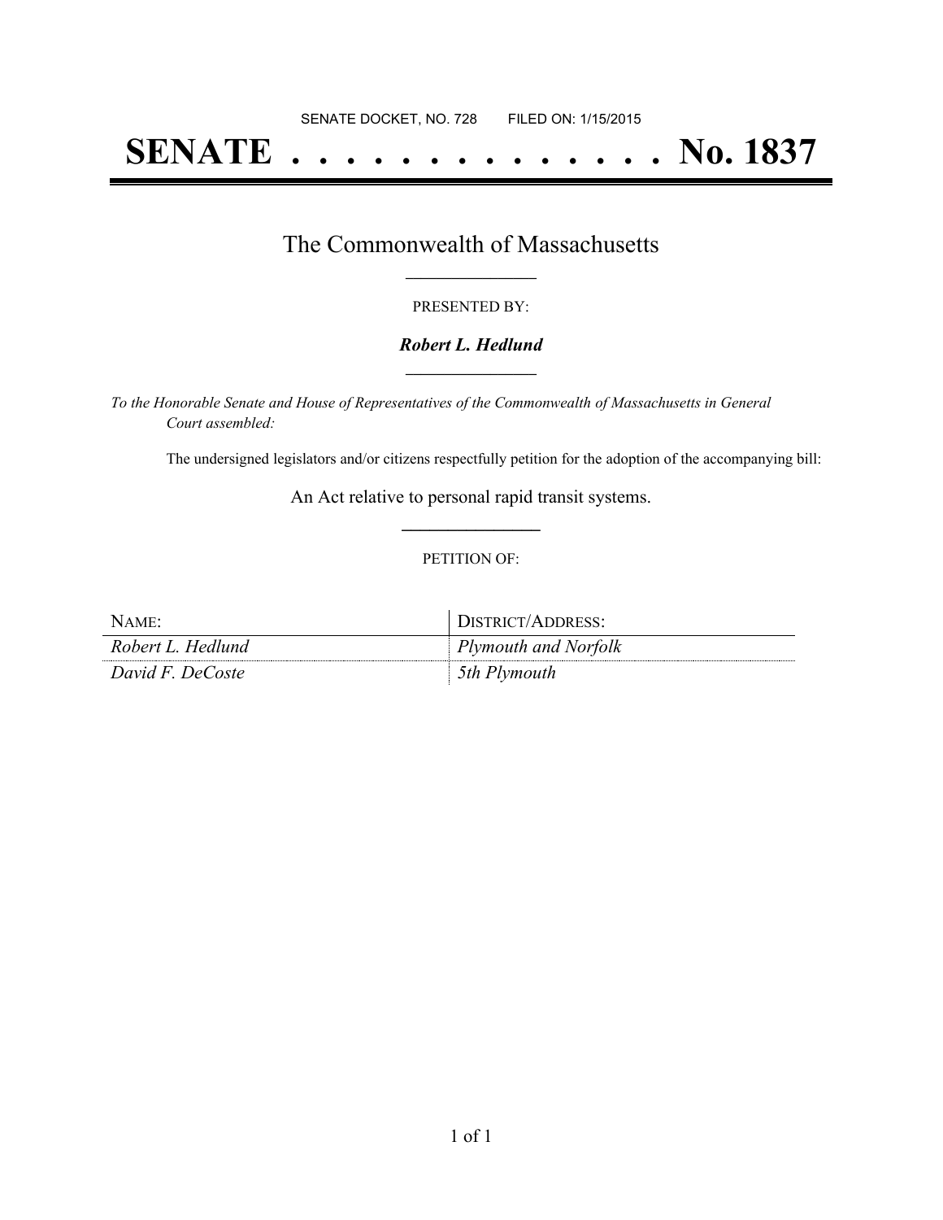SENATE DOCKET, NO. 728 FILED ON: 1/15/2015

# SENATE . . . . . . . . . . . . . . . No. 1837

## The Commonwealth of Massachusetts

PRESENTED BY:

***Robert L. Hedlund***

*To the Honorable Senate and House of Representatives of the Commonwealth of Massachusetts in General Court assembled:*

The undersigned legislators and/or citizens respectfully petition for the adoption of the accompanying bill:

An Act relative to personal rapid transit systems.

PETITION OF:

| NAME: | DISTRICT/ADDRESS: |
|---|---|
| *Robert L. Hedlund* | *Plymouth and Norfolk* |
| *David F. DeCoste* | *5th Plymouth* |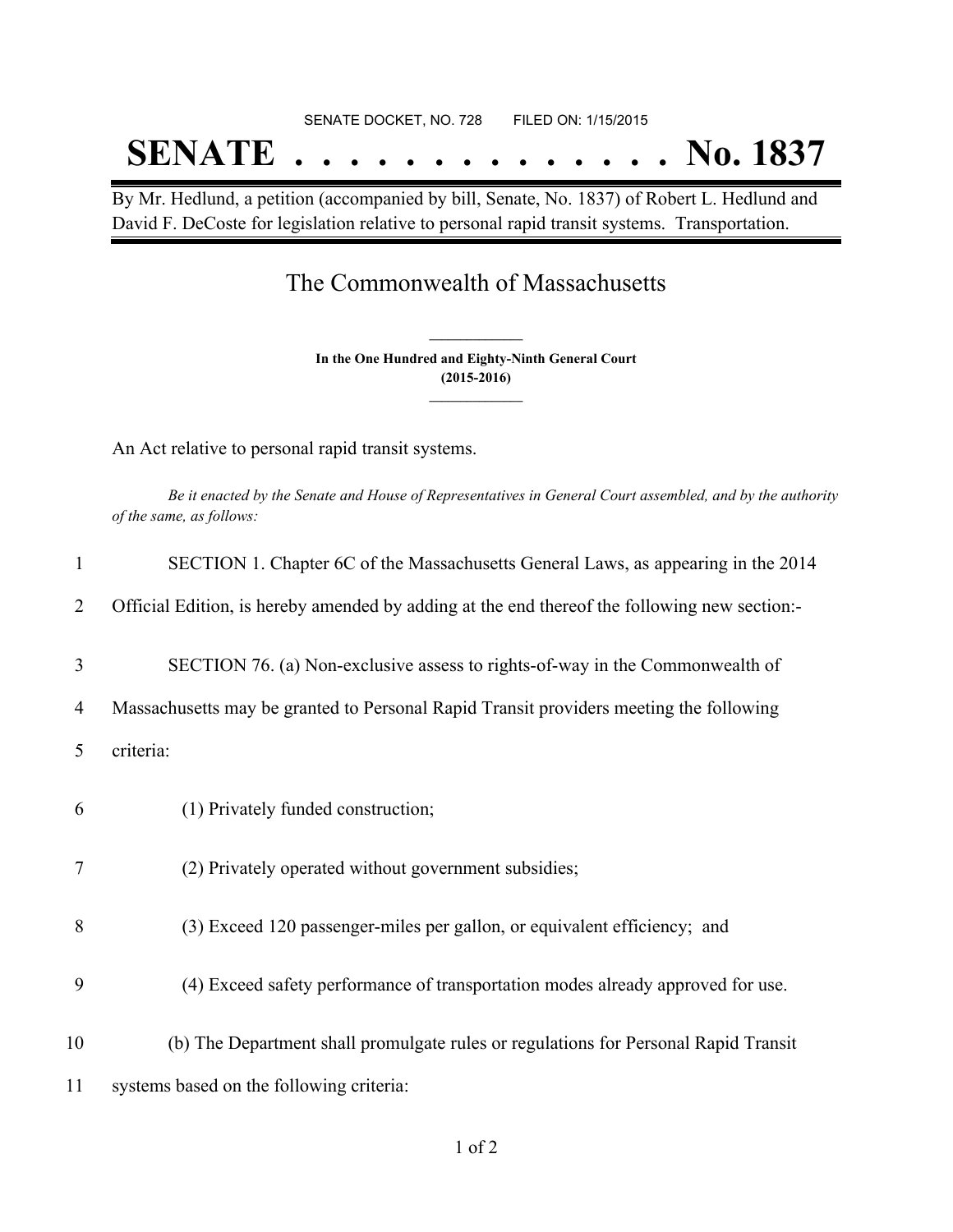SENATE DOCKET, NO. 728        FILED ON: 1/15/2015

# SENATE . . . . . . . . . . . . . . No. 1837

By Mr. Hedlund, a petition (accompanied by bill, Senate, No. 1837) of Robert L. Hedlund and David F. DeCoste for legislation relative to personal rapid transit systems. Transportation.

## The Commonwealth of Massachusetts

**In the One Hundred and Eighty-Ninth General Court**
**(2015-2016)**

An Act relative to personal rapid transit systems.

*Be it enacted by the Senate and House of Representatives in General Court assembled, and by the authority of the same, as follows:*

1 SECTION 1. Chapter 6C of the Massachusetts General Laws, as appearing in the 2014

2 Official Edition, is hereby amended by adding at the end thereof the following new section:-

3 SECTION 76. (a) Non-exclusive assess to rights-of-way in the Commonwealth of

4 Massachusetts may be granted to Personal Rapid Transit providers meeting the following

5 criteria:

6 (1) Privately funded construction;

7 (2) Privately operated without government subsidies;

8 (3) Exceed 120 passenger-miles per gallon, or equivalent efficiency; and

9 (4) Exceed safety performance of transportation modes already approved for use.

10 (b) The Department shall promulgate rules or regulations for Personal Rapid Transit

11 systems based on the following criteria: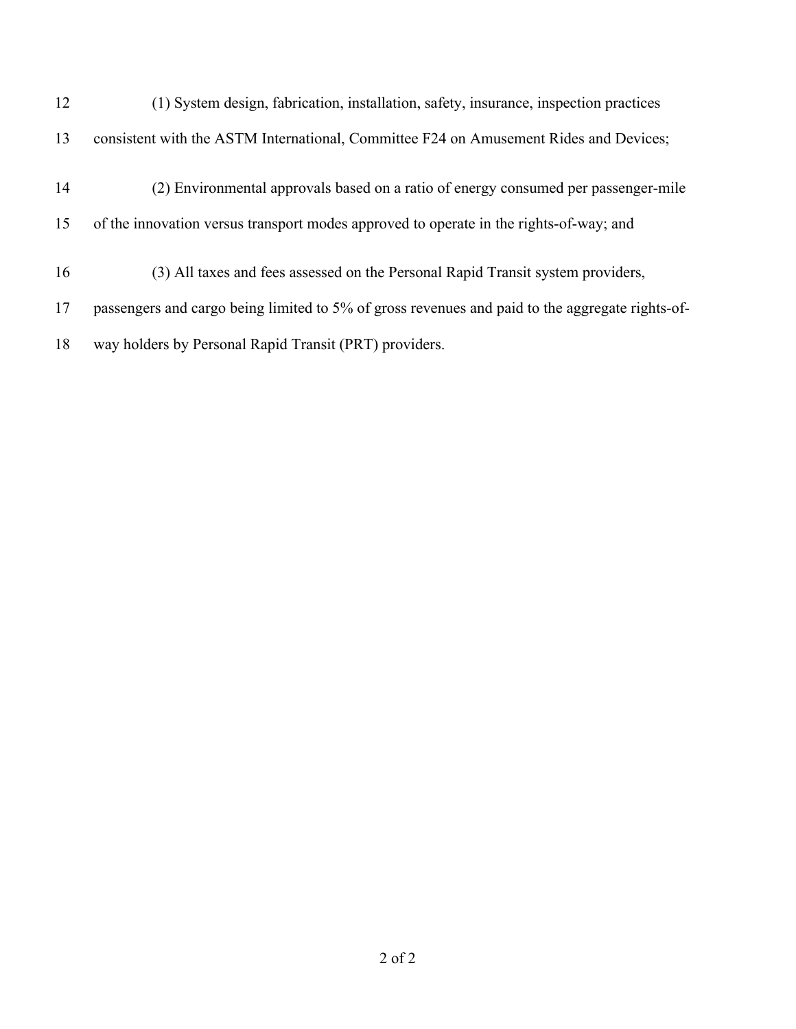(1) System design, fabrication, installation, safety, insurance, inspection practices consistent with the ASTM International, Committee F24 on Amusement Rides and Devices;

(2) Environmental approvals based on a ratio of energy consumed per passenger-mile of the innovation versus transport modes approved to operate in the rights-of-way; and

(3) All taxes and fees assessed on the Personal Rapid Transit system providers, passengers and cargo being limited to 5% of gross revenues and paid to the aggregate rights-of-way holders by Personal Rapid Transit (PRT) providers.